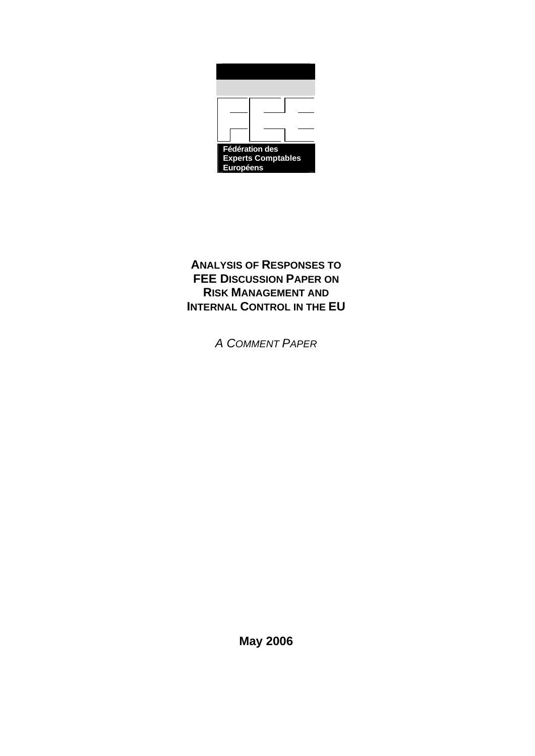Fédération des
Experts Comptables
Européens

# ANALYSIS OF RESPONSES TO FEE DISCUSSION PAPER ON RISK MANAGEMENT AND INTERNAL CONTROL IN THE EU

*A COMMENT PAPER*

**May 2006**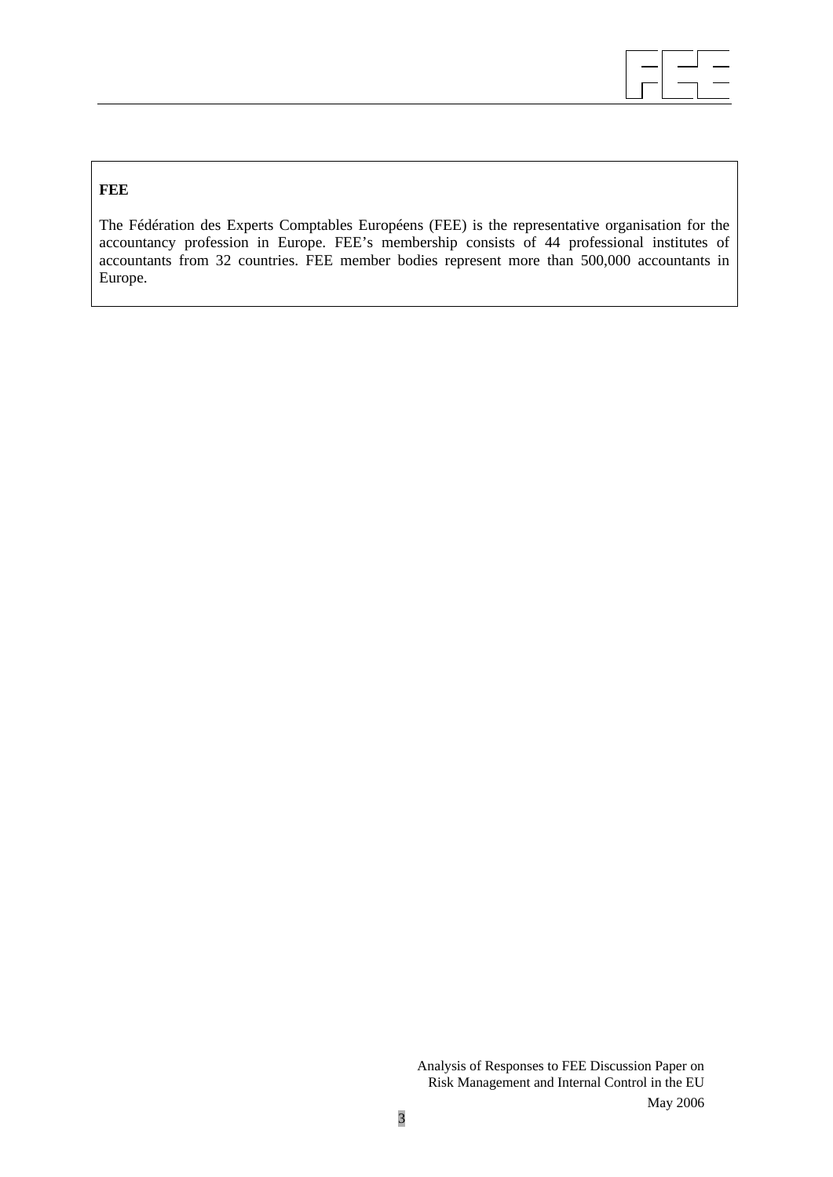**FEE**

The Fédération des Experts Comptables Européens (FEE) is the representative organisation for the accountancy profession in Europe. FEE's membership consists of 44 professional institutes of accountants from 32 countries. FEE member bodies represent more than 500,000 accountants in Europe.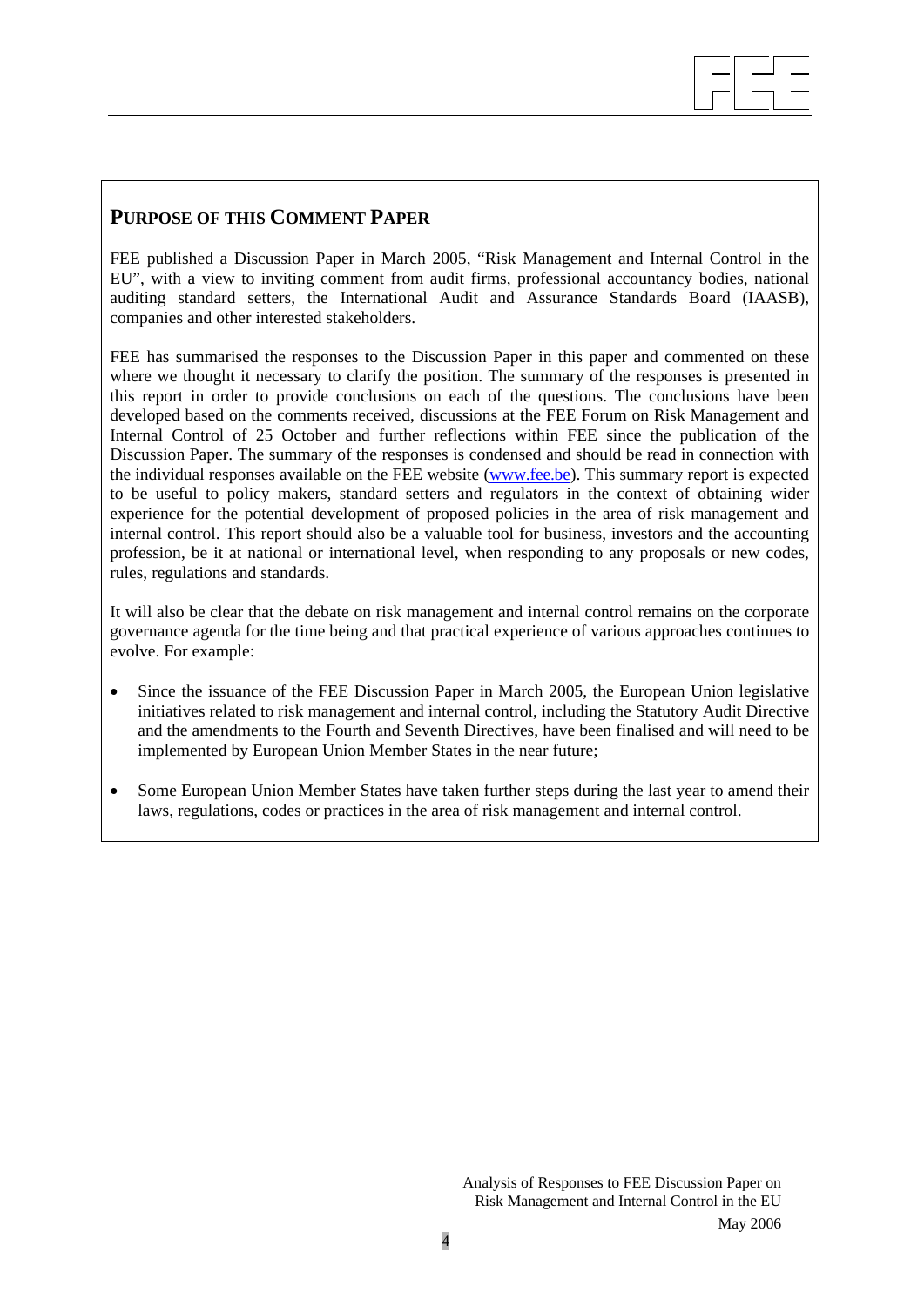## PURPOSE OF THIS COMMENT PAPER

FEE published a Discussion Paper in March 2005, "Risk Management and Internal Control in the EU", with a view to inviting comment from audit firms, professional accountancy bodies, national auditing standard setters, the International Audit and Assurance Standards Board (IAASB), companies and other interested stakeholders.

FEE has summarised the responses to the Discussion Paper in this paper and commented on these where we thought it necessary to clarify the position. The summary of the responses is presented in this report in order to provide conclusions on each of the questions. The conclusions have been developed based on the comments received, discussions at the FEE Forum on Risk Management and Internal Control of 25 October and further reflections within FEE since the publication of the Discussion Paper. The summary of the responses is condensed and should be read in connection with the individual responses available on the FEE website (www.fee.be). This summary report is expected to be useful to policy makers, standard setters and regulators in the context of obtaining wider experience for the potential development of proposed policies in the area of risk management and internal control. This report should also be a valuable tool for business, investors and the accounting profession, be it at national or international level, when responding to any proposals or new codes, rules, regulations and standards.

It will also be clear that the debate on risk management and internal control remains on the corporate governance agenda for the time being and that practical experience of various approaches continues to evolve. For example:

- Since the issuance of the FEE Discussion Paper in March 2005, the European Union legislative initiatives related to risk management and internal control, including the Statutory Audit Directive and the amendments to the Fourth and Seventh Directives, have been finalised and will need to be implemented by European Union Member States in the near future;

- Some European Union Member States have taken further steps during the last year to amend their laws, regulations, codes or practices in the area of risk management and internal control.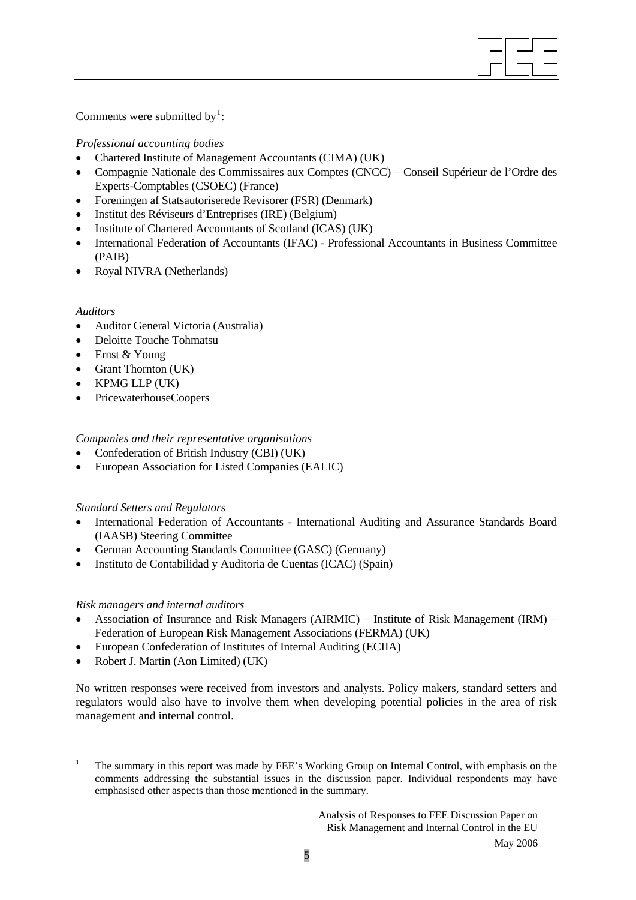Comments were submitted by[1]:

*Professional accounting bodies*

- Chartered Institute of Management Accountants (CIMA) (UK)
- Compagnie Nationale des Commissaires aux Comptes (CNCC) – Conseil Supérieur de l'Ordre des Experts-Comptables (CSOEC) (France)
- Foreningen af Statsautoriserede Revisorer (FSR) (Denmark)
- Institut des Réviseurs d'Entreprises (IRE) (Belgium)
- Institute of Chartered Accountants of Scotland (ICAS) (UK)
- International Federation of Accountants (IFAC) - Professional Accountants in Business Committee (PAIB)
- Royal NIVRA (Netherlands)

*Auditors*

- Auditor General Victoria (Australia)
- Deloitte Touche Tohmatsu
- Ernst & Young
- Grant Thornton (UK)
- KPMG LLP (UK)
- PricewaterhouseCoopers

*Companies and their representative organisations*

- Confederation of British Industry (CBI) (UK)
- European Association for Listed Companies (EALIC)

*Standard Setters and Regulators*

- International Federation of Accountants - International Auditing and Assurance Standards Board (IAASB) Steering Committee
- German Accounting Standards Committee (GASC) (Germany)
- Instituto de Contabilidad y Auditoria de Cuentas (ICAC) (Spain)

*Risk managers and internal auditors*

- Association of Insurance and Risk Managers (AIRMIC) – Institute of Risk Management (IRM) – Federation of European Risk Management Associations (FERMA) (UK)
- European Confederation of Institutes of Internal Auditing (ECIIA)
- Robert J. Martin (Aon Limited) (UK)

No written responses were received from investors and analysts. Policy makers, standard setters and regulators would also have to involve them when developing potential policies in the area of risk management and internal control.

[1] The summary in this report was made by FEE's Working Group on Internal Control, with emphasis on the comments addressing the substantial issues in the discussion paper. Individual respondents may have emphasised other aspects than those mentioned in the summary.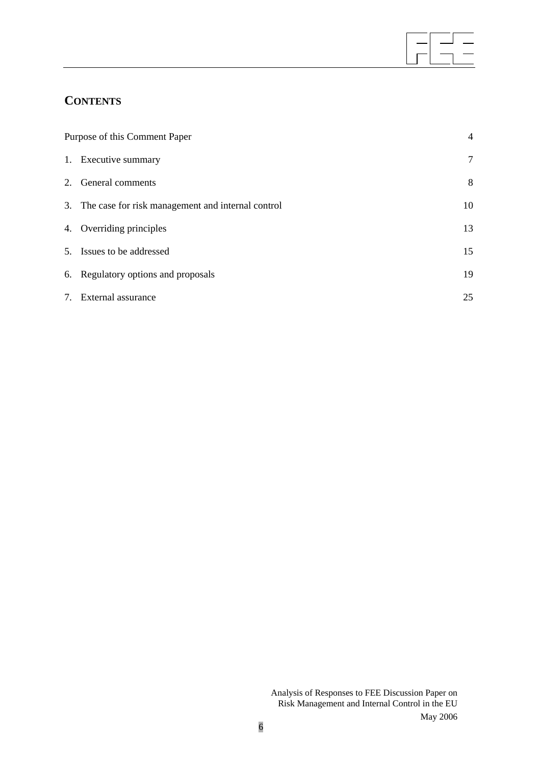## CONTENTS

| | |
|---|---|
| Purpose of this Comment Paper | 4 |
| 1. Executive summary | 7 |
| 2. General comments | 8 |
| 3. The case for risk management and internal control | 10 |
| 4. Overriding principles | 13 |
| 5. Issues to be addressed | 15 |
| 6. Regulatory options and proposals | 19 |
| 7. External assurance | 25 |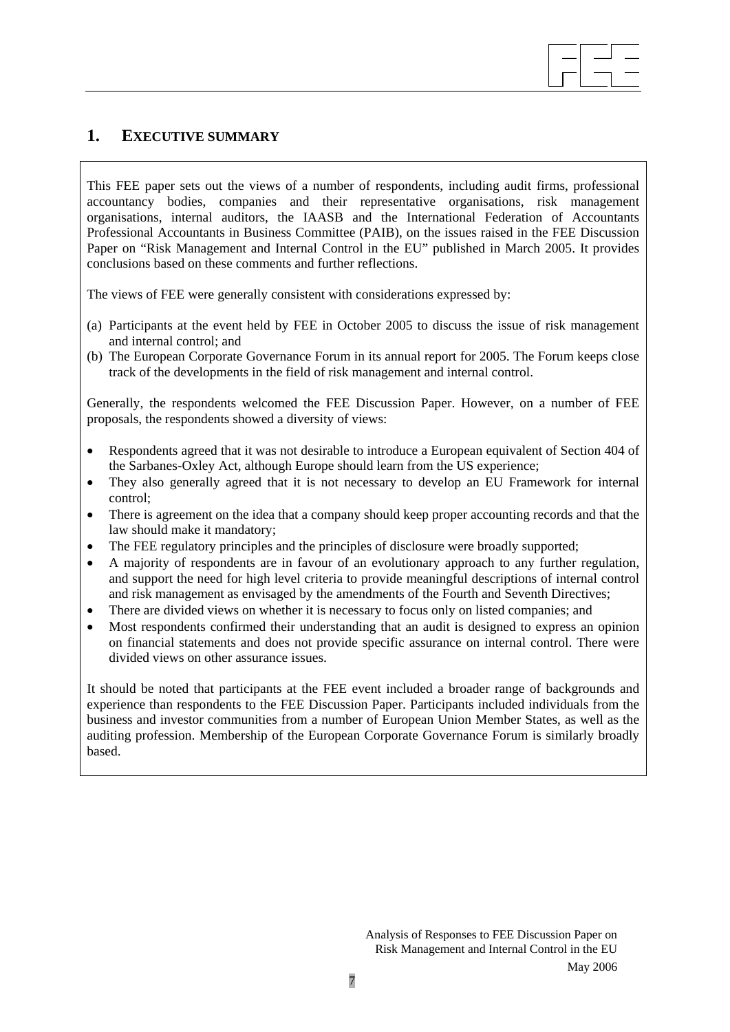# 1. EXECUTIVE SUMMARY

This FEE paper sets out the views of a number of respondents, including audit firms, professional accountancy bodies, companies and their representative organisations, risk management organisations, internal auditors, the IAASB and the International Federation of Accountants Professional Accountants in Business Committee (PAIB), on the issues raised in the FEE Discussion Paper on "Risk Management and Internal Control in the EU" published in March 2005. It provides conclusions based on these comments and further reflections.

The views of FEE were generally consistent with considerations expressed by:

(a) Participants at the event held by FEE in October 2005 to discuss the issue of risk management and internal control; and
(b) The European Corporate Governance Forum in its annual report for 2005. The Forum keeps close track of the developments in the field of risk management and internal control.

Generally, the respondents welcomed the FEE Discussion Paper. However, on a number of FEE proposals, the respondents showed a diversity of views:

- Respondents agreed that it was not desirable to introduce a European equivalent of Section 404 of the Sarbanes-Oxley Act, although Europe should learn from the US experience;
- They also generally agreed that it is not necessary to develop an EU Framework for internal control;
- There is agreement on the idea that a company should keep proper accounting records and that the law should make it mandatory;
- The FEE regulatory principles and the principles of disclosure were broadly supported;
- A majority of respondents are in favour of an evolutionary approach to any further regulation, and support the need for high level criteria to provide meaningful descriptions of internal control and risk management as envisaged by the amendments of the Fourth and Seventh Directives;
- There are divided views on whether it is necessary to focus only on listed companies; and
- Most respondents confirmed their understanding that an audit is designed to express an opinion on financial statements and does not provide specific assurance on internal control. There were divided views on other assurance issues.

It should be noted that participants at the FEE event included a broader range of backgrounds and experience than respondents to the FEE Discussion Paper. Participants included individuals from the business and investor communities from a number of European Union Member States, as well as the auditing profession. Membership of the European Corporate Governance Forum is similarly broadly based.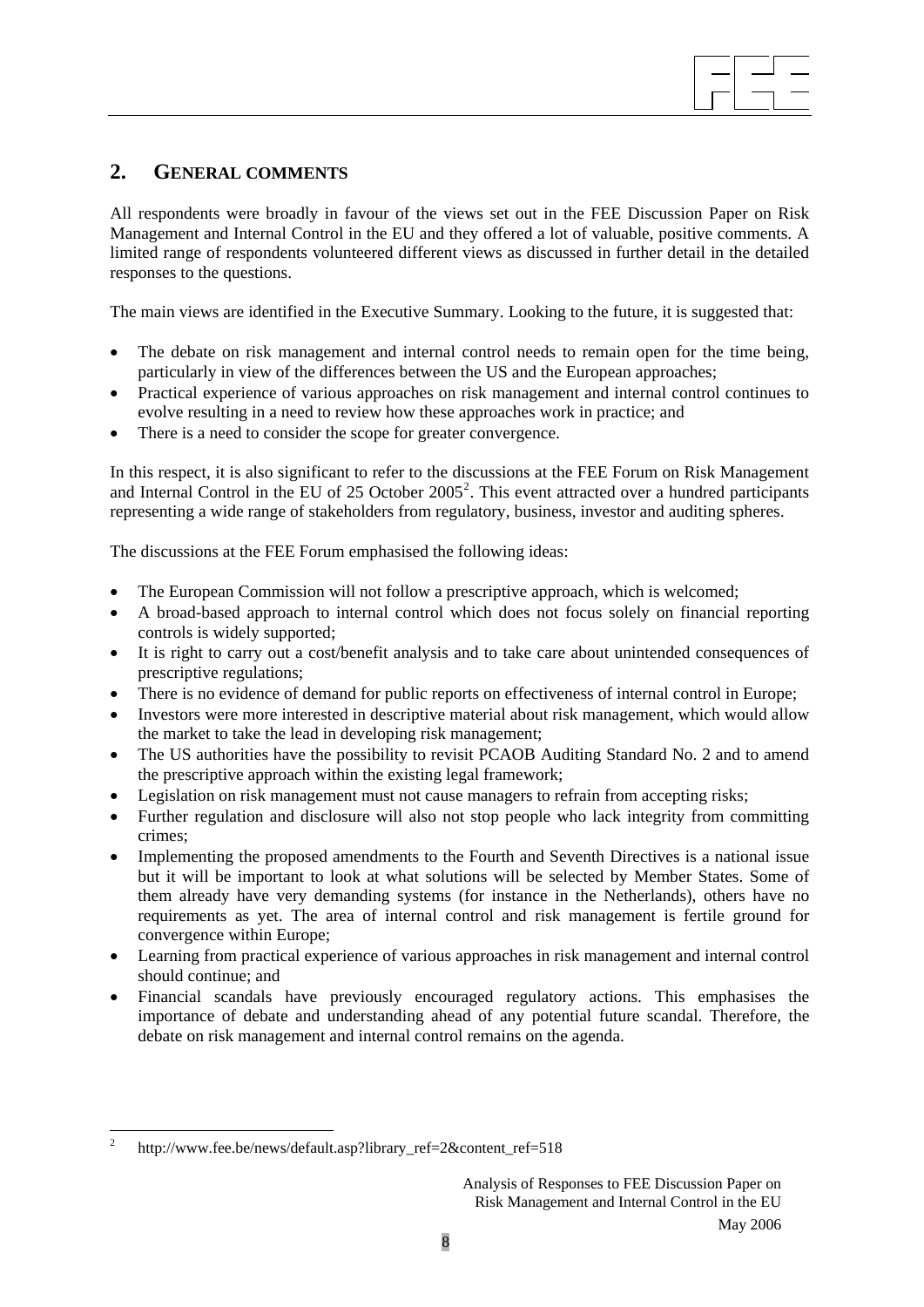## 2. GENERAL COMMENTS

All respondents were broadly in favour of the views set out in the FEE Discussion Paper on Risk Management and Internal Control in the EU and they offered a lot of valuable, positive comments. A limited range of respondents volunteered different views as discussed in further detail in the detailed responses to the questions.

The main views are identified in the Executive Summary. Looking to the future, it is suggested that:

- The debate on risk management and internal control needs to remain open for the time being, particularly in view of the differences between the US and the European approaches;
- Practical experience of various approaches on risk management and internal control continues to evolve resulting in a need to review how these approaches work in practice; and
- There is a need to consider the scope for greater convergence.

In this respect, it is also significant to refer to the discussions at the FEE Forum on Risk Management and Internal Control in the EU of 25 October 2005[2]. This event attracted over a hundred participants representing a wide range of stakeholders from regulatory, business, investor and auditing spheres.

The discussions at the FEE Forum emphasised the following ideas:

- The European Commission will not follow a prescriptive approach, which is welcomed;
- A broad-based approach to internal control which does not focus solely on financial reporting controls is widely supported;
- It is right to carry out a cost/benefit analysis and to take care about unintended consequences of prescriptive regulations;
- There is no evidence of demand for public reports on effectiveness of internal control in Europe;
- Investors were more interested in descriptive material about risk management, which would allow the market to take the lead in developing risk management;
- The US authorities have the possibility to revisit PCAOB Auditing Standard No. 2 and to amend the prescriptive approach within the existing legal framework;
- Legislation on risk management must not cause managers to refrain from accepting risks;
- Further regulation and disclosure will also not stop people who lack integrity from committing crimes;
- Implementing the proposed amendments to the Fourth and Seventh Directives is a national issue but it will be important to look at what solutions will be selected by Member States. Some of them already have very demanding systems (for instance in the Netherlands), others have no requirements as yet. The area of internal control and risk management is fertile ground for convergence within Europe;
- Learning from practical experience of various approaches in risk management and internal control should continue; and
- Financial scandals have previously encouraged regulatory actions. This emphasises the importance of debate and understanding ahead of any potential future scandal. Therefore, the debate on risk management and internal control remains on the agenda.

---

[2] http://www.fee.be/news/default.asp?library_ref=2&content_ref=518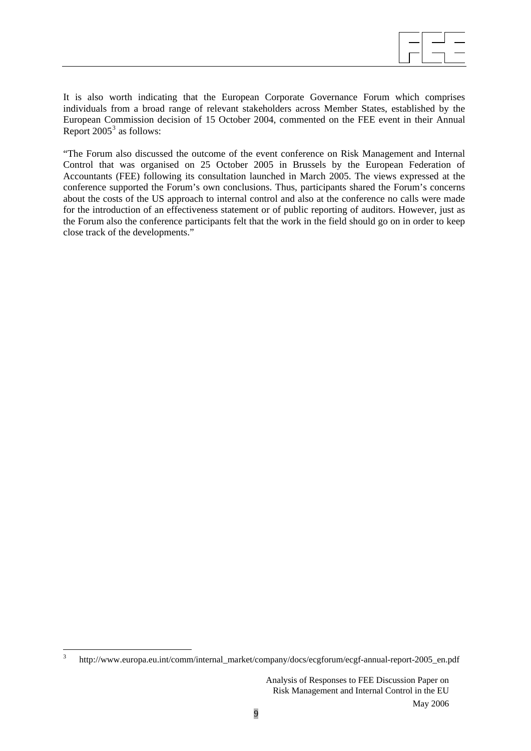It is also worth indicating that the European Corporate Governance Forum which comprises individuals from a broad range of relevant stakeholders across Member States, established by the European Commission decision of 15 October 2004, commented on the FEE event in their Annual Report 2005[3] as follows:

"The Forum also discussed the outcome of the event conference on Risk Management and Internal Control that was organised on 25 October 2005 in Brussels by the European Federation of Accountants (FEE) following its consultation launched in March 2005. The views expressed at the conference supported the Forum's own conclusions. Thus, participants shared the Forum's concerns about the costs of the US approach to internal control and also at the conference no calls were made for the introduction of an effectiveness statement or of public reporting of auditors. However, just as the Forum also the conference participants felt that the work in the field should go on in order to keep close track of the developments."

[3] http://www.europa.eu.int/comm/internal_market/company/docs/ecgforum/ecgf-annual-report-2005_en.pdf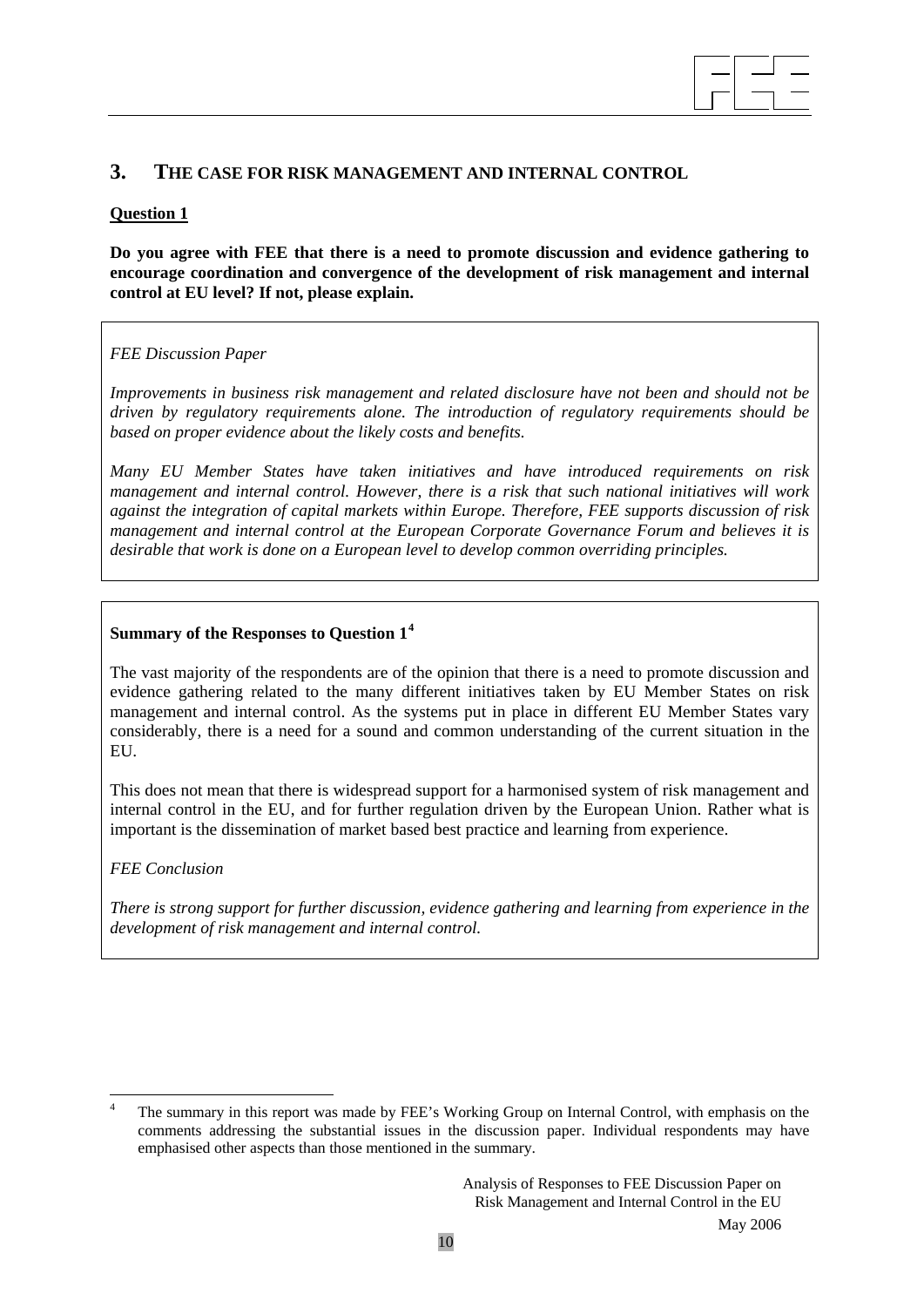## 3. THE CASE FOR RISK MANAGEMENT AND INTERNAL CONTROL

**Question 1**

**Do you agree with FEE that there is a need to promote discussion and evidence gathering to encourage coordination and convergence of the development of risk management and internal control at EU level? If not, please explain.**

*FEE Discussion Paper*

*Improvements in business risk management and related disclosure have not been and should not be driven by regulatory requirements alone. The introduction of regulatory requirements should be based on proper evidence about the likely costs and benefits.*

*Many EU Member States have taken initiatives and have introduced requirements on risk management and internal control. However, there is a risk that such national initiatives will work against the integration of capital markets within Europe. Therefore, FEE supports discussion of risk management and internal control at the European Corporate Governance Forum and believes it is desirable that work is done on a European level to develop common overriding principles.*

**Summary of the Responses to Question 1**[4]

The vast majority of the respondents are of the opinion that there is a need to promote discussion and evidence gathering related to the many different initiatives taken by EU Member States on risk management and internal control. As the systems put in place in different EU Member States vary considerably, there is a need for a sound and common understanding of the current situation in the EU.

This does not mean that there is widespread support for a harmonised system of risk management and internal control in the EU, and for further regulation driven by the European Union. Rather what is important is the dissemination of market based best practice and learning from experience.

*FEE Conclusion*

*There is strong support for further discussion, evidence gathering and learning from experience in the development of risk management and internal control.*

[4] The summary in this report was made by FEE's Working Group on Internal Control, with emphasis on the comments addressing the substantial issues in the discussion paper. Individual respondents may have emphasised other aspects than those mentioned in the summary.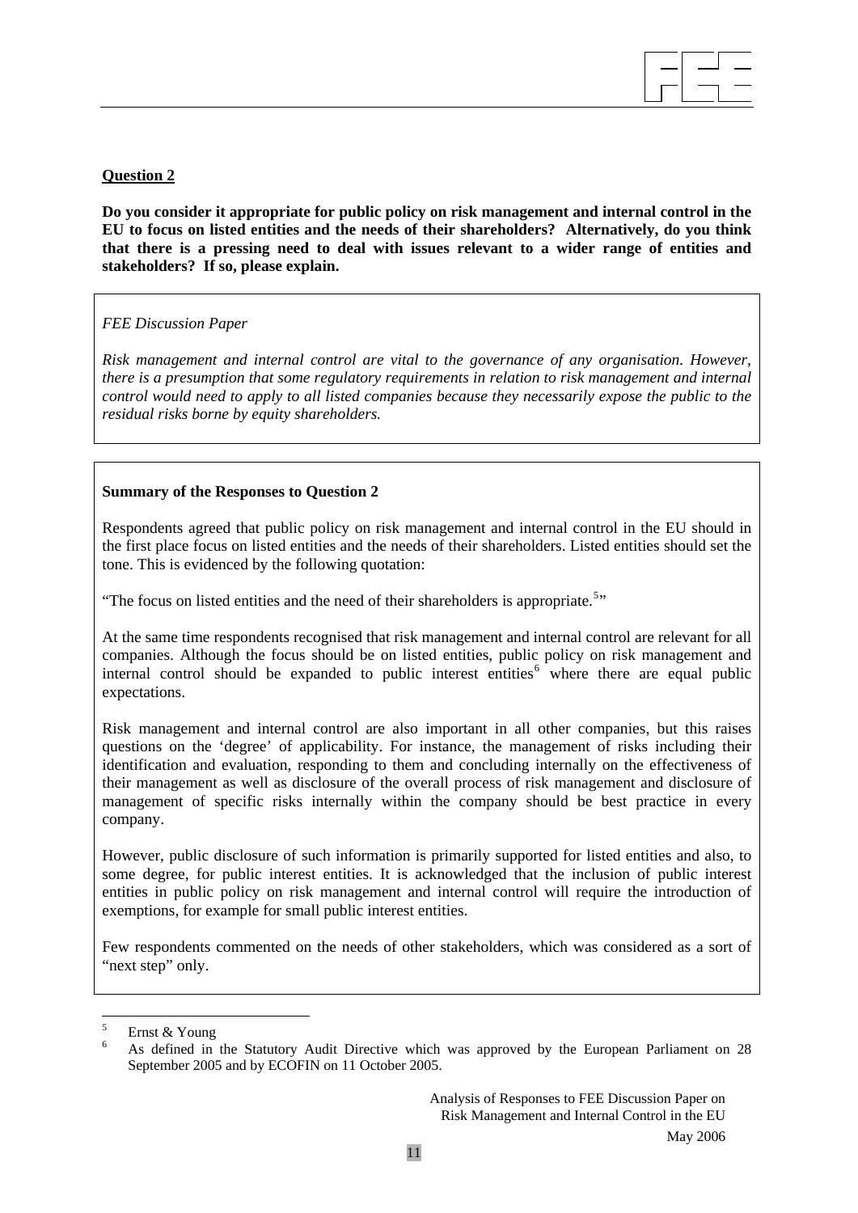**Question 2**

**Do you consider it appropriate for public policy on risk management and internal control in the EU to focus on listed entities and the needs of their shareholders? Alternatively, do you think that there is a pressing need to deal with issues relevant to a wider range of entities and stakeholders? If so, please explain.**

*FEE Discussion Paper*

*Risk management and internal control are vital to the governance of any organisation. However, there is a presumption that some regulatory requirements in relation to risk management and internal control would need to apply to all listed companies because they necessarily expose the public to the residual risks borne by equity shareholders.*

**Summary of the Responses to Question 2**

Respondents agreed that public policy on risk management and internal control in the EU should in the first place focus on listed entities and the needs of their shareholders. Listed entities should set the tone. This is evidenced by the following quotation:

"The focus on listed entities and the need of their shareholders is appropriate.[5]"

At the same time respondents recognised that risk management and internal control are relevant for all companies. Although the focus should be on listed entities, public policy on risk management and internal control should be expanded to public interest entities[6] where there are equal public expectations.

Risk management and internal control are also important in all other companies, but this raises questions on the 'degree' of applicability. For instance, the management of risks including their identification and evaluation, responding to them and concluding internally on the effectiveness of their management as well as disclosure of the overall process of risk management and disclosure of management of specific risks internally within the company should be best practice in every company.

However, public disclosure of such information is primarily supported for listed entities and also, to some degree, for public interest entities. It is acknowledged that the inclusion of public interest entities in public policy on risk management and internal control will require the introduction of exemptions, for example for small public interest entities.

Few respondents commented on the needs of other stakeholders, which was considered as a sort of "next step" only.

[5] Ernst & Young

[6] As defined in the Statutory Audit Directive which was approved by the European Parliament on 28 September 2005 and by ECOFIN on 11 October 2005.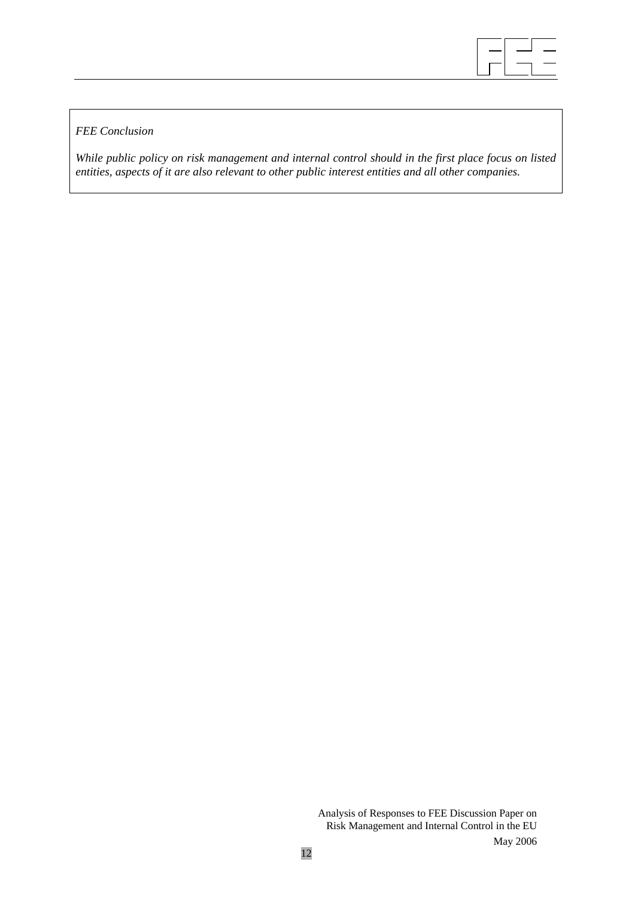*FEE Conclusion*

*While public policy on risk management and internal control should in the first place focus on listed entities, aspects of it are also relevant to other public interest entities and all other companies.*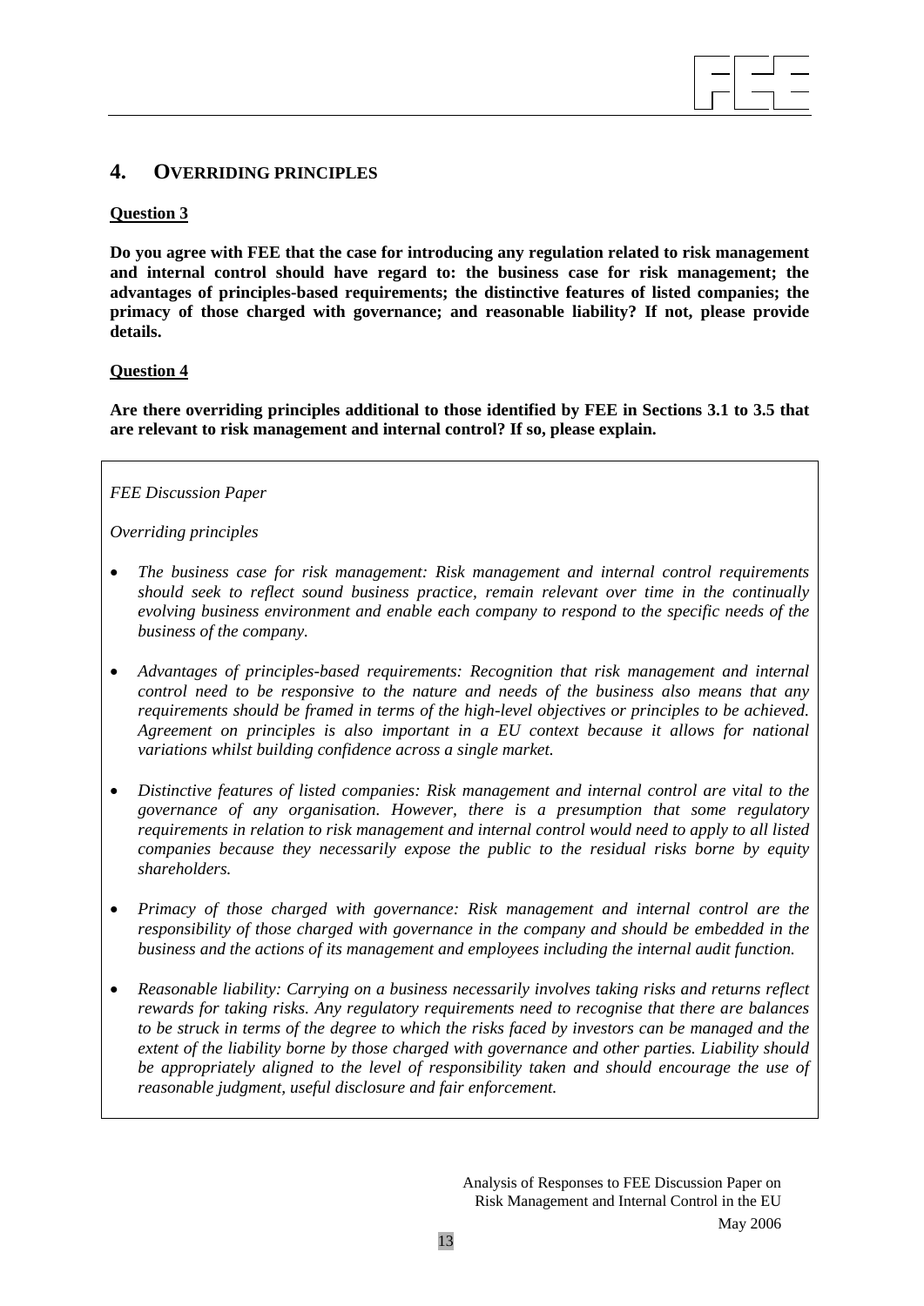## 4. OVERRIDING PRINCIPLES

**Question 3**

**Do you agree with FEE that the case for introducing any regulation related to risk management and internal control should have regard to: the business case for risk management; the advantages of principles-based requirements; the distinctive features of listed companies; the primacy of those charged with governance; and reasonable liability? If not, please provide details.**

**Question 4**

**Are there overriding principles additional to those identified by FEE in Sections 3.1 to 3.5 that are relevant to risk management and internal control? If so, please explain.**

*FEE Discussion Paper*

*Overriding principles*

- *The business case for risk management: Risk management and internal control requirements should seek to reflect sound business practice, remain relevant over time in the continually evolving business environment and enable each company to respond to the specific needs of the business of the company.*

- *Advantages of principles-based requirements: Recognition that risk management and internal control need to be responsive to the nature and needs of the business also means that any requirements should be framed in terms of the high-level objectives or principles to be achieved. Agreement on principles is also important in a EU context because it allows for national variations whilst building confidence across a single market.*

- *Distinctive features of listed companies: Risk management and internal control are vital to the governance of any organisation. However, there is a presumption that some regulatory requirements in relation to risk management and internal control would need to apply to all listed companies because they necessarily expose the public to the residual risks borne by equity shareholders.*

- *Primacy of those charged with governance: Risk management and internal control are the responsibility of those charged with governance in the company and should be embedded in the business and the actions of its management and employees including the internal audit function.*

- *Reasonable liability: Carrying on a business necessarily involves taking risks and returns reflect rewards for taking risks. Any regulatory requirements need to recognise that there are balances to be struck in terms of the degree to which the risks faced by investors can be managed and the extent of the liability borne by those charged with governance and other parties. Liability should be appropriately aligned to the level of responsibility taken and should encourage the use of reasonable judgment, useful disclosure and fair enforcement.*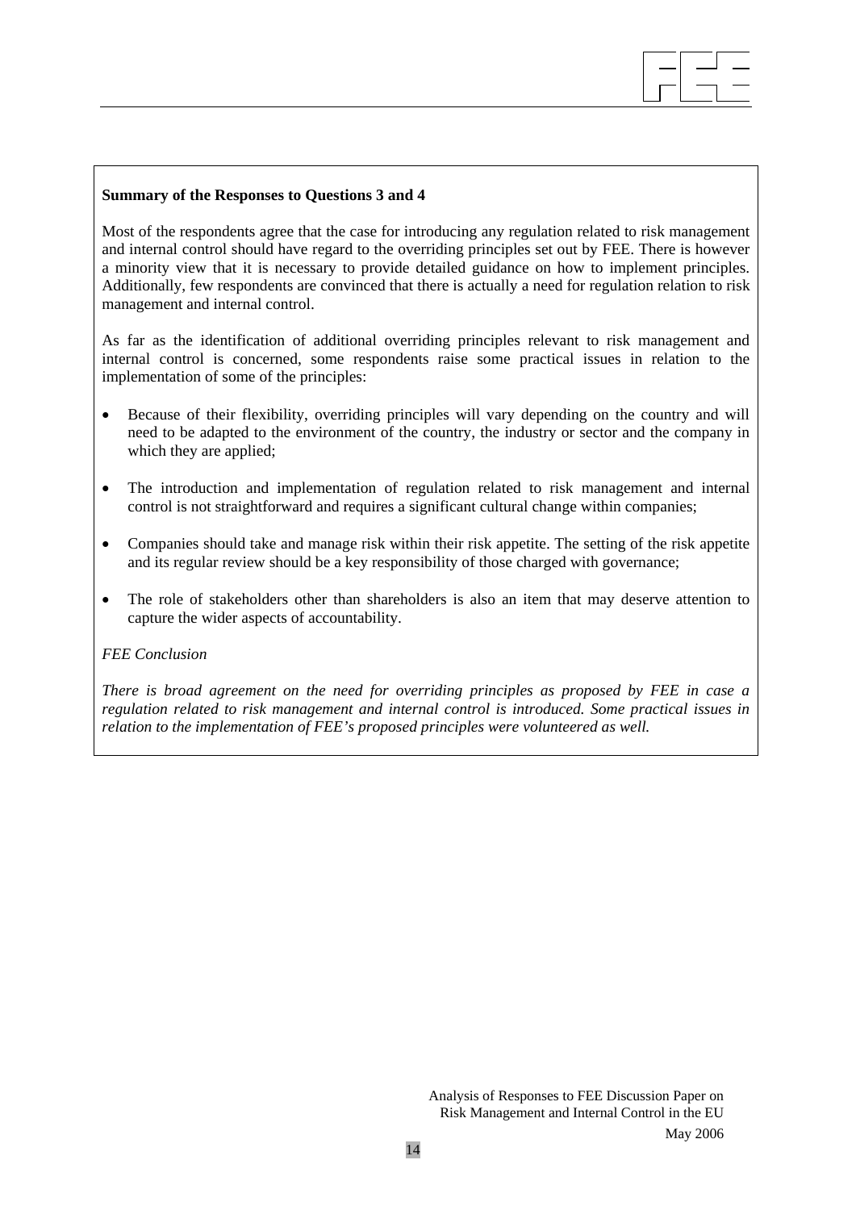**Summary of the Responses to Questions 3 and 4**

Most of the respondents agree that the case for introducing any regulation related to risk management and internal control should have regard to the overriding principles set out by FEE. There is however a minority view that it is necessary to provide detailed guidance on how to implement principles. Additionally, few respondents are convinced that there is actually a need for regulation relation to risk management and internal control.

As far as the identification of additional overriding principles relevant to risk management and internal control is concerned, some respondents raise some practical issues in relation to the implementation of some of the principles:

- Because of their flexibility, overriding principles will vary depending on the country and will need to be adapted to the environment of the country, the industry or sector and the company in which they are applied;
- The introduction and implementation of regulation related to risk management and internal control is not straightforward and requires a significant cultural change within companies;
- Companies should take and manage risk within their risk appetite. The setting of the risk appetite and its regular review should be a key responsibility of those charged with governance;
- The role of stakeholders other than shareholders is also an item that may deserve attention to capture the wider aspects of accountability.

*FEE Conclusion*

*There is broad agreement on the need for overriding principles as proposed by FEE in case a regulation related to risk management and internal control is introduced. Some practical issues in relation to the implementation of FEE's proposed principles were volunteered as well.*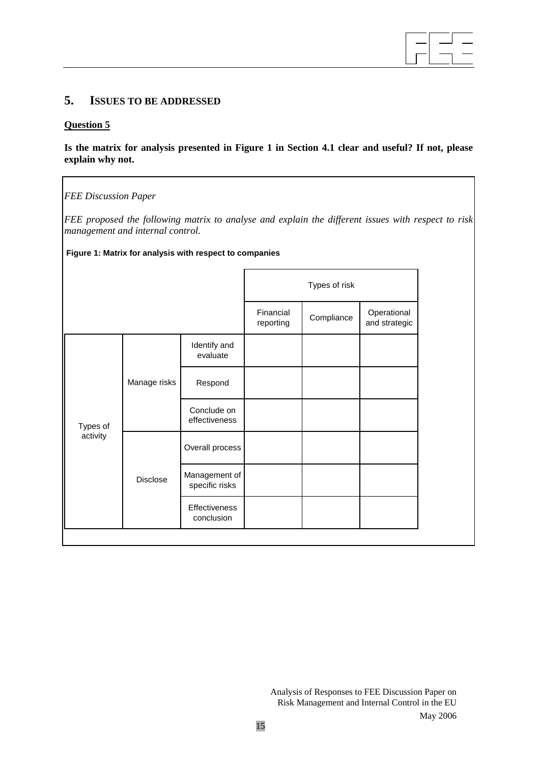## 5. ISSUES TO BE ADDRESSED

**Question 5**

**Is the matrix for analysis presented in Figure 1 in Section 4.1 clear and useful? If not, please explain why not.**

*FEE Discussion Paper*

*FEE proposed the following matrix to analyse and explain the different issues with respect to risk management and internal control.*

**Figure 1: Matrix for analysis with respect to companies**

| | | | Types of risk | | |
|---|---|---|---|---|---|
| | | | Financial reporting | Compliance | Operational and strategic |
| Types of activity | Manage risks | Identify and evaluate | | | |
| | | Respond | | | |
| | | Conclude on effectiveness | | | |
| | Disclose | Overall process | | | |
| | | Management of specific risks | | | |
| | | Effectiveness conclusion | | | |

Analysis of Responses to FEE Discussion Paper on Risk Management and Internal Control in the EU

May 2006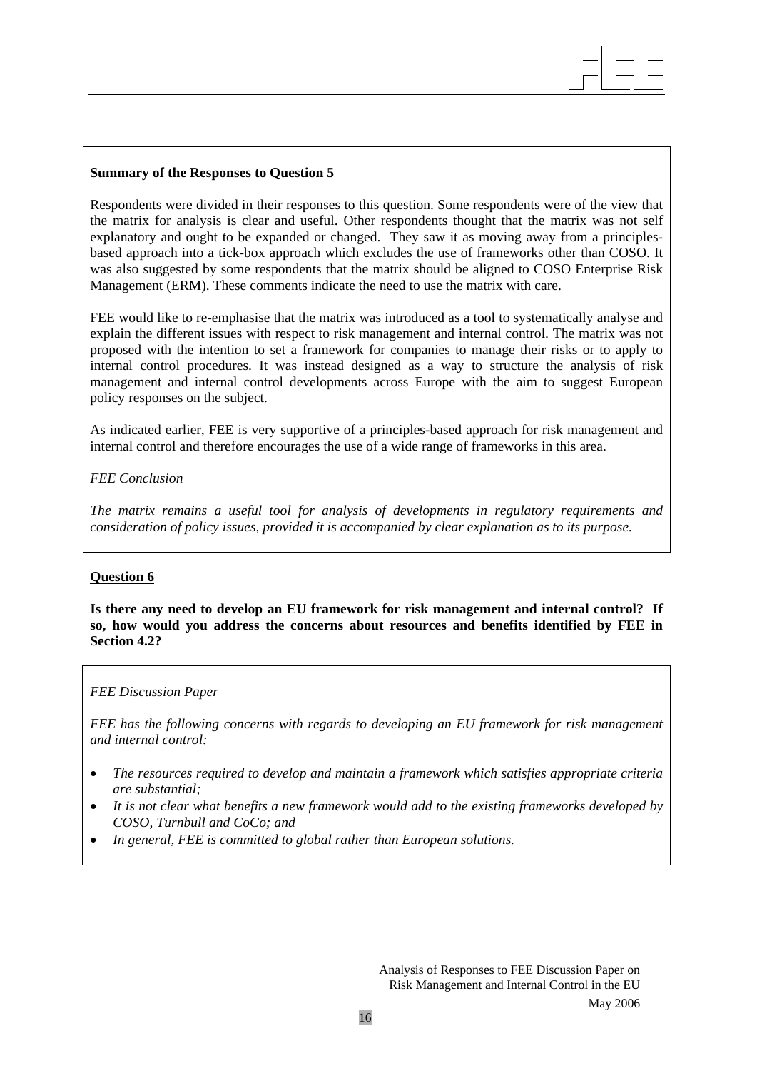**Summary of the Responses to Question 5**

Respondents were divided in their responses to this question. Some respondents were of the view that the matrix for analysis is clear and useful. Other respondents thought that the matrix was not self explanatory and ought to be expanded or changed. They saw it as moving away from a principles-based approach into a tick-box approach which excludes the use of frameworks other than COSO. It was also suggested by some respondents that the matrix should be aligned to COSO Enterprise Risk Management (ERM). These comments indicate the need to use the matrix with care.

FEE would like to re-emphasise that the matrix was introduced as a tool to systematically analyse and explain the different issues with respect to risk management and internal control. The matrix was not proposed with the intention to set a framework for companies to manage their risks or to apply to internal control procedures. It was instead designed as a way to structure the analysis of risk management and internal control developments across Europe with the aim to suggest European policy responses on the subject.

As indicated earlier, FEE is very supportive of a principles-based approach for risk management and internal control and therefore encourages the use of a wide range of frameworks in this area.

*FEE Conclusion*

*The matrix remains a useful tool for analysis of developments in regulatory requirements and consideration of policy issues, provided it is accompanied by clear explanation as to its purpose.*

**Question 6**

**Is there any need to develop an EU framework for risk management and internal control? If so, how would you address the concerns about resources and benefits identified by FEE in Section 4.2?**

*FEE Discussion Paper*

*FEE has the following concerns with regards to developing an EU framework for risk management and internal control:*

- *The resources required to develop and maintain a framework which satisfies appropriate criteria are substantial;*
- *It is not clear what benefits a new framework would add to the existing frameworks developed by COSO, Turnbull and CoCo; and*
- *In general, FEE is committed to global rather than European solutions.*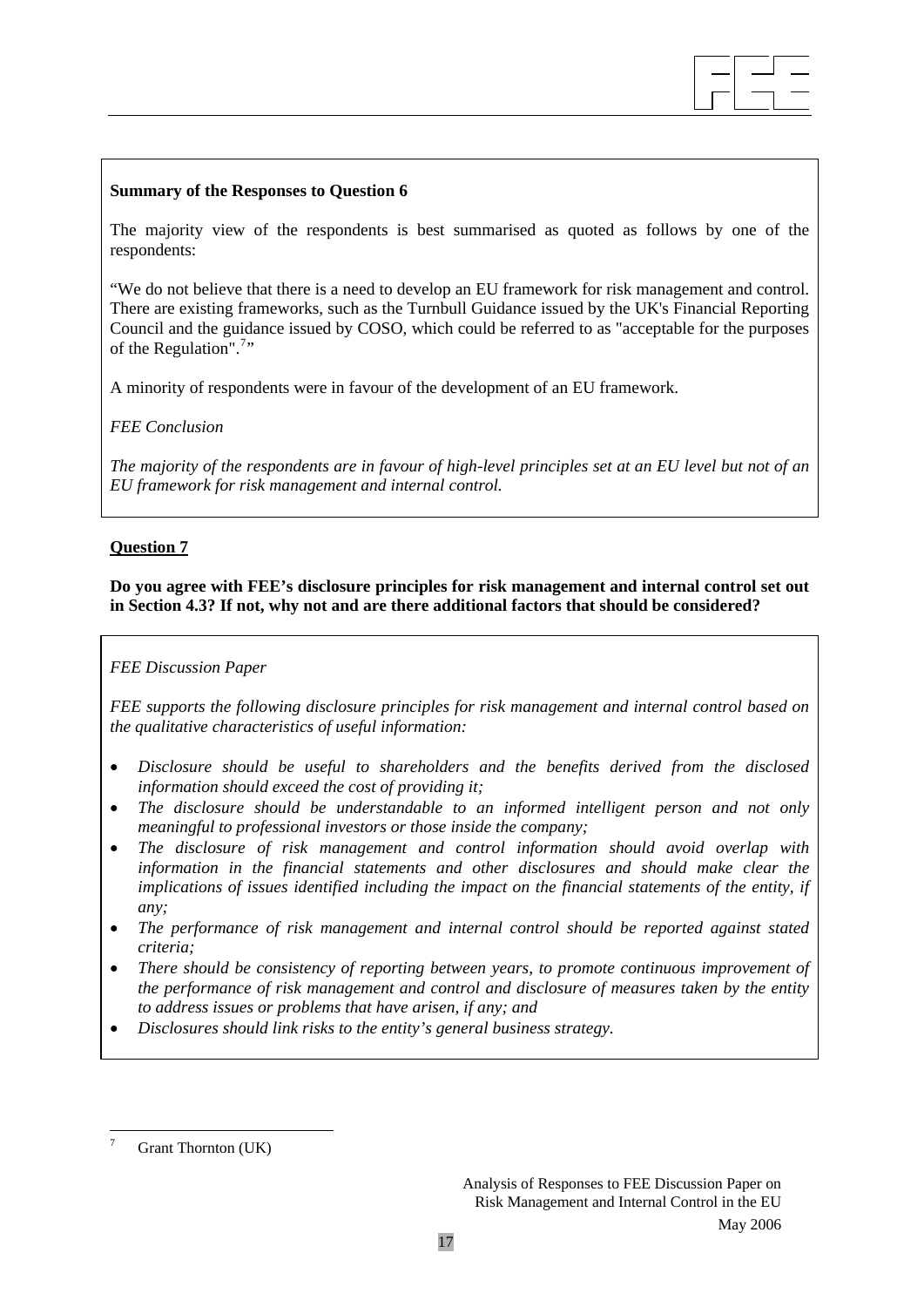**Summary of the Responses to Question 6**

The majority view of the respondents is best summarised as quoted as follows by one of the respondents:

"We do not believe that there is a need to develop an EU framework for risk management and control. There are existing frameworks, such as the Turnbull Guidance issued by the UK's Financial Reporting Council and the guidance issued by COSO, which could be referred to as "acceptable for the purposes of the Regulation".[7]"

A minority of respondents were in favour of the development of an EU framework.

*FEE Conclusion*

*The majority of the respondents are in favour of high-level principles set at an EU level but not of an EU framework for risk management and internal control.*

## Question 7

**Do you agree with FEE's disclosure principles for risk management and internal control set out in Section 4.3? If not, why not and are there additional factors that should be considered?**

*FEE Discussion Paper*

*FEE supports the following disclosure principles for risk management and internal control based on the qualitative characteristics of useful information:*

- *Disclosure should be useful to shareholders and the benefits derived from the disclosed information should exceed the cost of providing it;*
- *The disclosure should be understandable to an informed intelligent person and not only meaningful to professional investors or those inside the company;*
- *The disclosure of risk management and control information should avoid overlap with information in the financial statements and other disclosures and should make clear the implications of issues identified including the impact on the financial statements of the entity, if any;*
- *The performance of risk management and internal control should be reported against stated criteria;*
- *There should be consistency of reporting between years, to promote continuous improvement of the performance of risk management and control and disclosure of measures taken by the entity to address issues or problems that have arisen, if any; and*
- *Disclosures should link risks to the entity's general business strategy.*

---

[7] Grant Thornton (UK)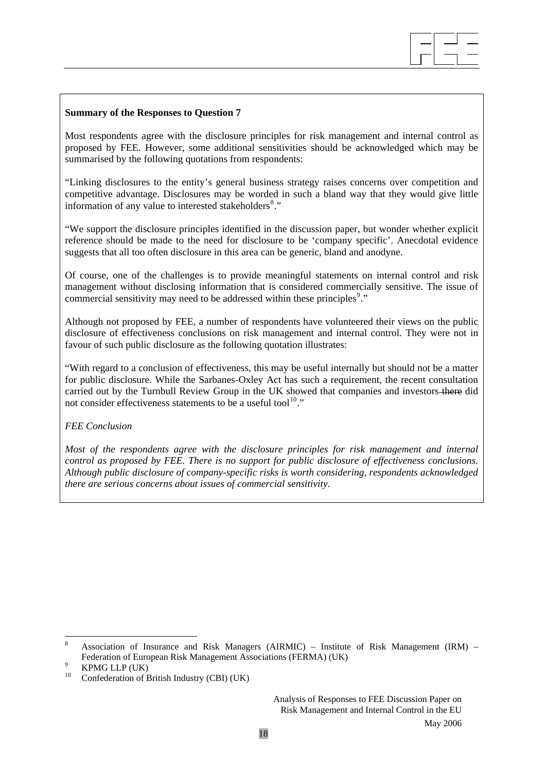**Summary of the Responses to Question 7**

Most respondents agree with the disclosure principles for risk management and internal control as proposed by FEE. However, some additional sensitivities should be acknowledged which may be summarised by the following quotations from respondents:

"Linking disclosures to the entity's general business strategy raises concerns over competition and competitive advantage. Disclosures may be worded in such a bland way that they would give little information of any value to interested stakeholders[8]."

"We support the disclosure principles identified in the discussion paper, but wonder whether explicit reference should be made to the need for disclosure to be 'company specific'. Anecdotal evidence suggests that all too often disclosure in this area can be generic, bland and anodyne.

Of course, one of the challenges is to provide meaningful statements on internal control and risk management without disclosing information that is considered commercially sensitive. The issue of commercial sensitivity may need to be addressed within these principles[9]."

Although not proposed by FEE, a number of respondents have volunteered their views on the public disclosure of effectiveness conclusions on risk management and internal control. They were not in favour of such public disclosure as the following quotation illustrates:

"With regard to a conclusion of effectiveness, this may be useful internally but should not be a matter for public disclosure. While the Sarbanes-Oxley Act has such a requirement, the recent consultation carried out by the Turnbull Review Group in the UK showed that companies and investors ~~there~~ did not consider effectiveness statements to be a useful tool[10]."

*FEE Conclusion*

*Most of the respondents agree with the disclosure principles for risk management and internal control as proposed by FEE. There is no support for public disclosure of effectiveness conclusions. Although public disclosure of company-specific risks is worth considering, respondents acknowledged there are serious concerns about issues of commercial sensitivity.*

---

[8] Association of Insurance and Risk Managers (AIRMIC) – Institute of Risk Management (IRM) – Federation of European Risk Management Associations (FERMA) (UK)

[9] KPMG LLP (UK)

[10] Confederation of British Industry (CBI) (UK)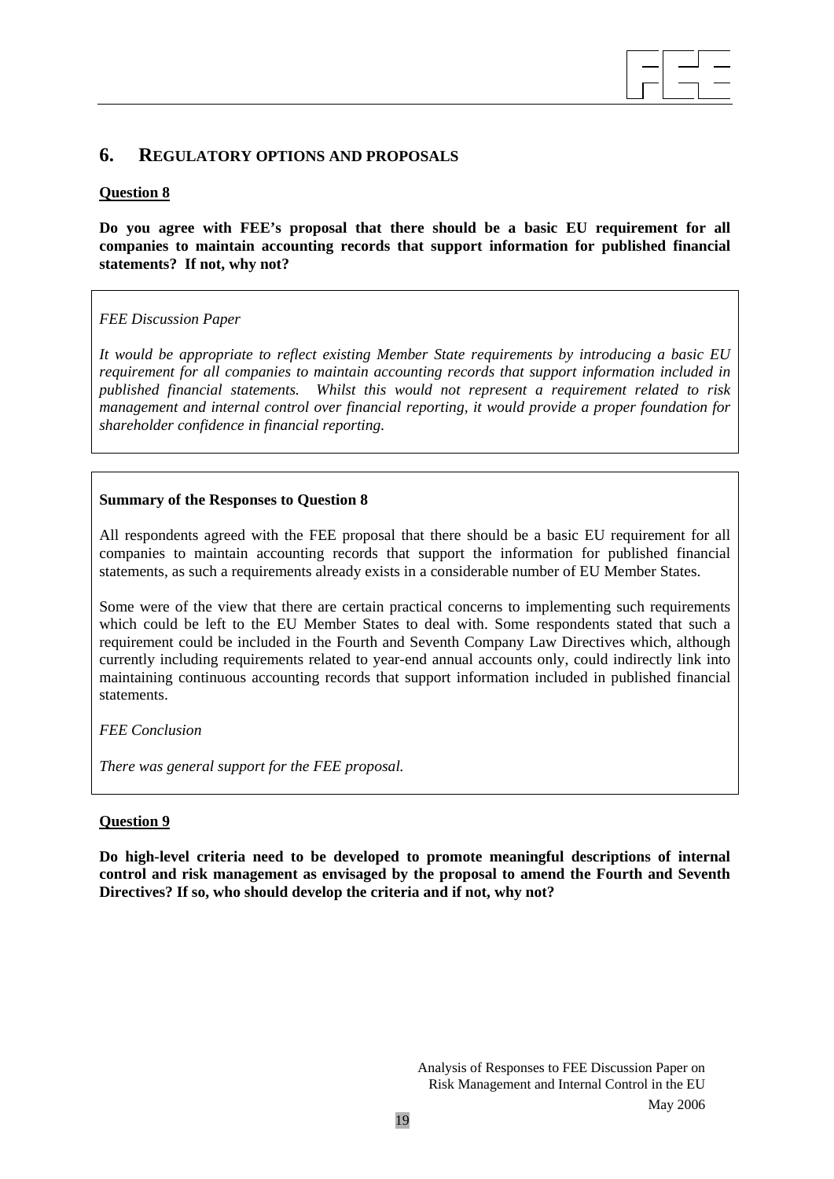## 6. REGULATORY OPTIONS AND PROPOSALS

**Question 8**

**Do you agree with FEE's proposal that there should be a basic EU requirement for all companies to maintain accounting records that support information for published financial statements? If not, why not?**

*FEE Discussion Paper*

*It would be appropriate to reflect existing Member State requirements by introducing a basic EU requirement for all companies to maintain accounting records that support information included in published financial statements. Whilst this would not represent a requirement related to risk management and internal control over financial reporting, it would provide a proper foundation for shareholder confidence in financial reporting.*

**Summary of the Responses to Question 8**

All respondents agreed with the FEE proposal that there should be a basic EU requirement for all companies to maintain accounting records that support the information for published financial statements, as such a requirements already exists in a considerable number of EU Member States.

Some were of the view that there are certain practical concerns to implementing such requirements which could be left to the EU Member States to deal with. Some respondents stated that such a requirement could be included in the Fourth and Seventh Company Law Directives which, although currently including requirements related to year-end annual accounts only, could indirectly link into maintaining continuous accounting records that support information included in published financial statements.

*FEE Conclusion*

*There was general support for the FEE proposal.*

**Question 9**

**Do high-level criteria need to be developed to promote meaningful descriptions of internal control and risk management as envisaged by the proposal to amend the Fourth and Seventh Directives? If so, who should develop the criteria and if not, why not?**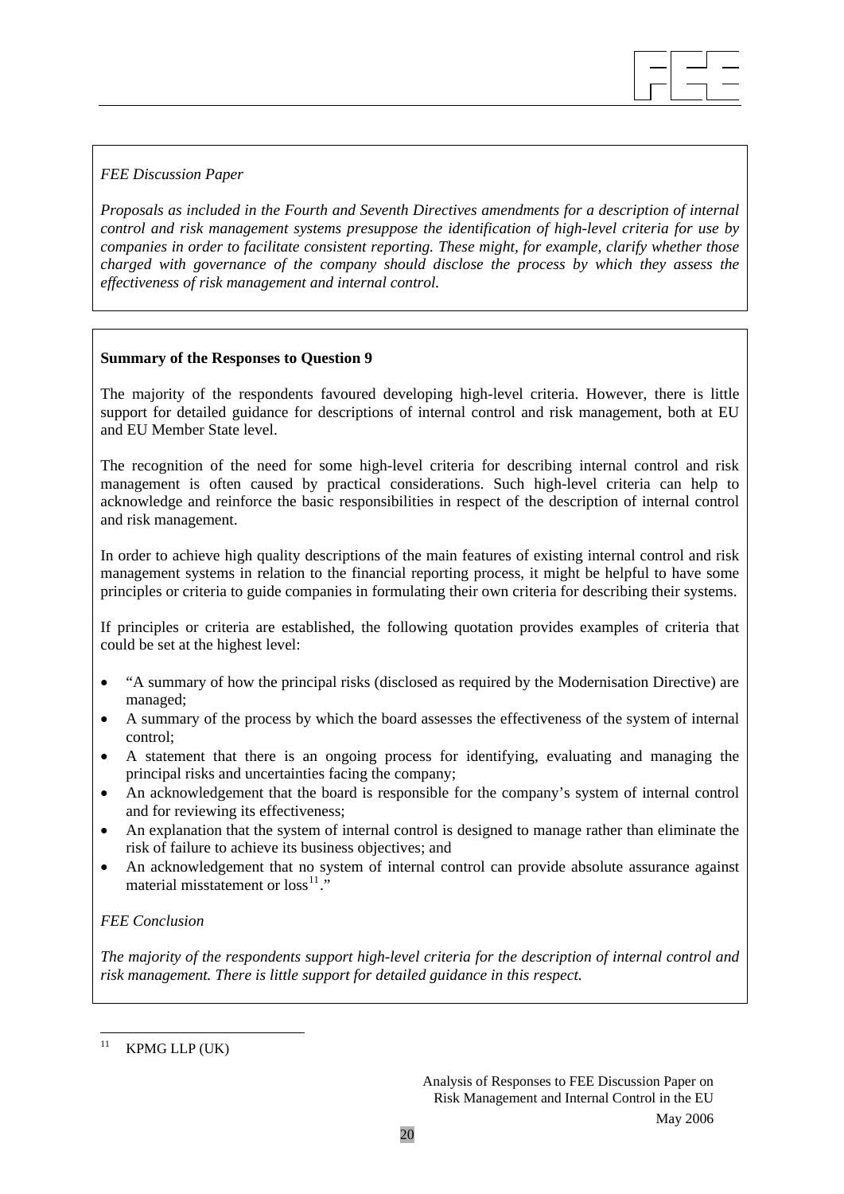*FEE Discussion Paper*

*Proposals as included in the Fourth and Seventh Directives amendments for a description of internal control and risk management systems presuppose the identification of high-level criteria for use by companies in order to facilitate consistent reporting. These might, for example, clarify whether those charged with governance of the company should disclose the process by which they assess the effectiveness of risk management and internal control.*

**Summary of the Responses to Question 9**

The majority of the respondents favoured developing high-level criteria. However, there is little support for detailed guidance for descriptions of internal control and risk management, both at EU and EU Member State level.

The recognition of the need for some high-level criteria for describing internal control and risk management is often caused by practical considerations. Such high-level criteria can help to acknowledge and reinforce the basic responsibilities in respect of the description of internal control and risk management.

In order to achieve high quality descriptions of the main features of existing internal control and risk management systems in relation to the financial reporting process, it might be helpful to have some principles or criteria to guide companies in formulating their own criteria for describing their systems.

If principles or criteria are established, the following quotation provides examples of criteria that could be set at the highest level:

- "A summary of how the principal risks (disclosed as required by the Modernisation Directive) are managed;
- A summary of the process by which the board assesses the effectiveness of the system of internal control;
- A statement that there is an ongoing process for identifying, evaluating and managing the principal risks and uncertainties facing the company;
- An acknowledgement that the board is responsible for the company's system of internal control and for reviewing its effectiveness;
- An explanation that the system of internal control is designed to manage rather than eliminate the risk of failure to achieve its business objectives; and
- An acknowledgement that no system of internal control can provide absolute assurance against material misstatement or loss[11]."

*FEE Conclusion*

*The majority of the respondents support high-level criteria for the description of internal control and risk management. There is little support for detailed guidance in this respect.*

---

[11] KPMG LLP (UK)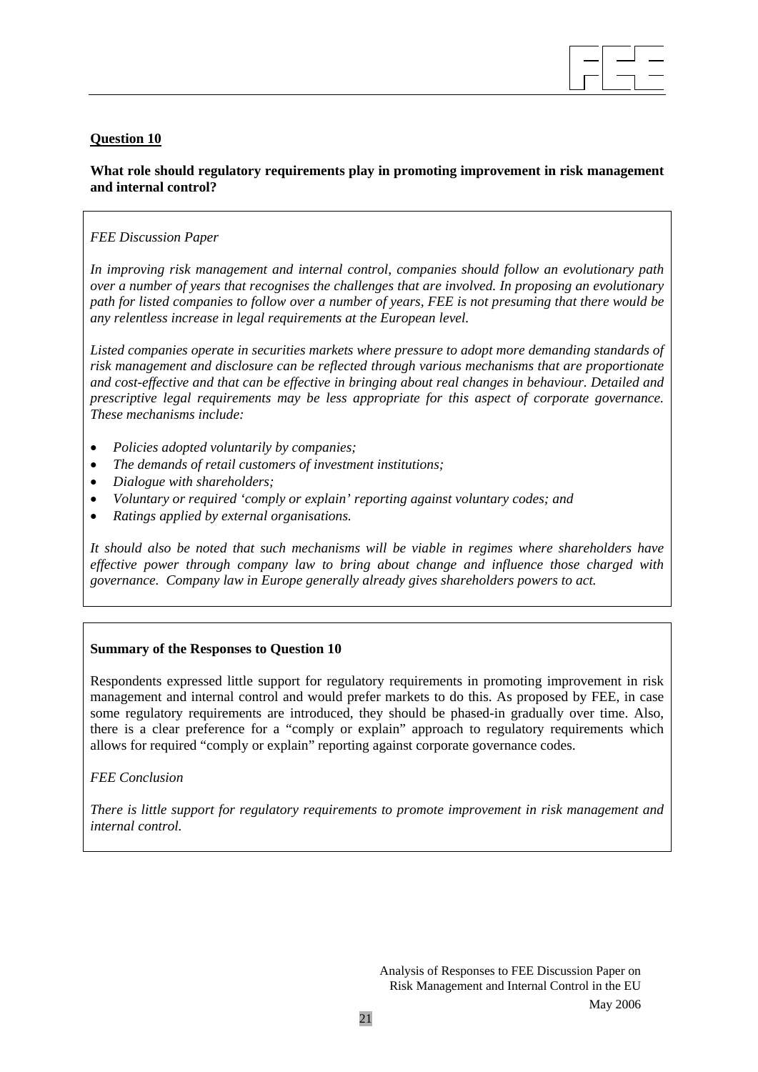**Question 10**

**What role should regulatory requirements play in promoting improvement in risk management and internal control?**

*FEE Discussion Paper*

*In improving risk management and internal control, companies should follow an evolutionary path over a number of years that recognises the challenges that are involved. In proposing an evolutionary path for listed companies to follow over a number of years, FEE is not presuming that there would be any relentless increase in legal requirements at the European level.*

*Listed companies operate in securities markets where pressure to adopt more demanding standards of risk management and disclosure can be reflected through various mechanisms that are proportionate and cost-effective and that can be effective in bringing about real changes in behaviour. Detailed and prescriptive legal requirements may be less appropriate for this aspect of corporate governance. These mechanisms include:*

- *Policies adopted voluntarily by companies;*
- *The demands of retail customers of investment institutions;*
- *Dialogue with shareholders;*
- *Voluntary or required 'comply or explain' reporting against voluntary codes; and*
- *Ratings applied by external organisations.*

*It should also be noted that such mechanisms will be viable in regimes where shareholders have effective power through company law to bring about change and influence those charged with governance. Company law in Europe generally already gives shareholders powers to act.*

**Summary of the Responses to Question 10**

Respondents expressed little support for regulatory requirements in promoting improvement in risk management and internal control and would prefer markets to do this. As proposed by FEE, in case some regulatory requirements are introduced, they should be phased-in gradually over time. Also, there is a clear preference for a "comply or explain" approach to regulatory requirements which allows for required "comply or explain" reporting against corporate governance codes.

*FEE Conclusion*

*There is little support for regulatory requirements to promote improvement in risk management and internal control.*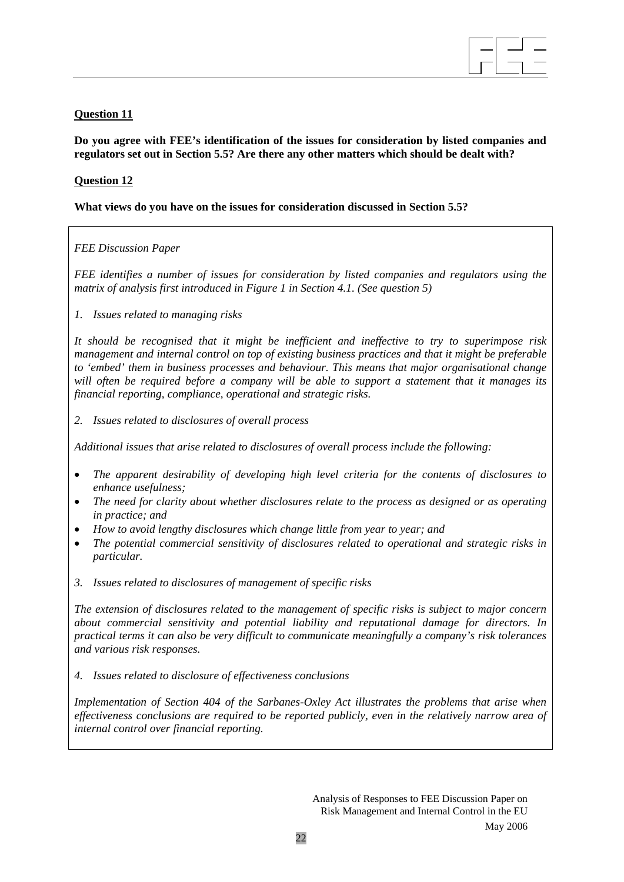**Question 11**

**Do you agree with FEE's identification of the issues for consideration by listed companies and regulators set out in Section 5.5? Are there any other matters which should be dealt with?**

**Question 12**

**What views do you have on the issues for consideration discussed in Section 5.5?**

*FEE Discussion Paper*

*FEE identifies a number of issues for consideration by listed companies and regulators using the matrix of analysis first introduced in Figure 1 in Section 4.1. (See question 5)*

*1. Issues related to managing risks*

*It should be recognised that it might be inefficient and ineffective to try to superimpose risk management and internal control on top of existing business practices and that it might be preferable to 'embed' them in business processes and behaviour. This means that major organisational change will often be required before a company will be able to support a statement that it manages its financial reporting, compliance, operational and strategic risks.*

*2. Issues related to disclosures of overall process*

*Additional issues that arise related to disclosures of overall process include the following:*

- *The apparent desirability of developing high level criteria for the contents of disclosures to enhance usefulness;*
- *The need for clarity about whether disclosures relate to the process as designed or as operating in practice; and*
- *How to avoid lengthy disclosures which change little from year to year; and*
- *The potential commercial sensitivity of disclosures related to operational and strategic risks in particular.*

*3. Issues related to disclosures of management of specific risks*

*The extension of disclosures related to the management of specific risks is subject to major concern about commercial sensitivity and potential liability and reputational damage for directors. In practical terms it can also be very difficult to communicate meaningfully a company's risk tolerances and various risk responses.*

*4. Issues related to disclosure of effectiveness conclusions*

*Implementation of Section 404 of the Sarbanes-Oxley Act illustrates the problems that arise when effectiveness conclusions are required to be reported publicly, even in the relatively narrow area of internal control over financial reporting.*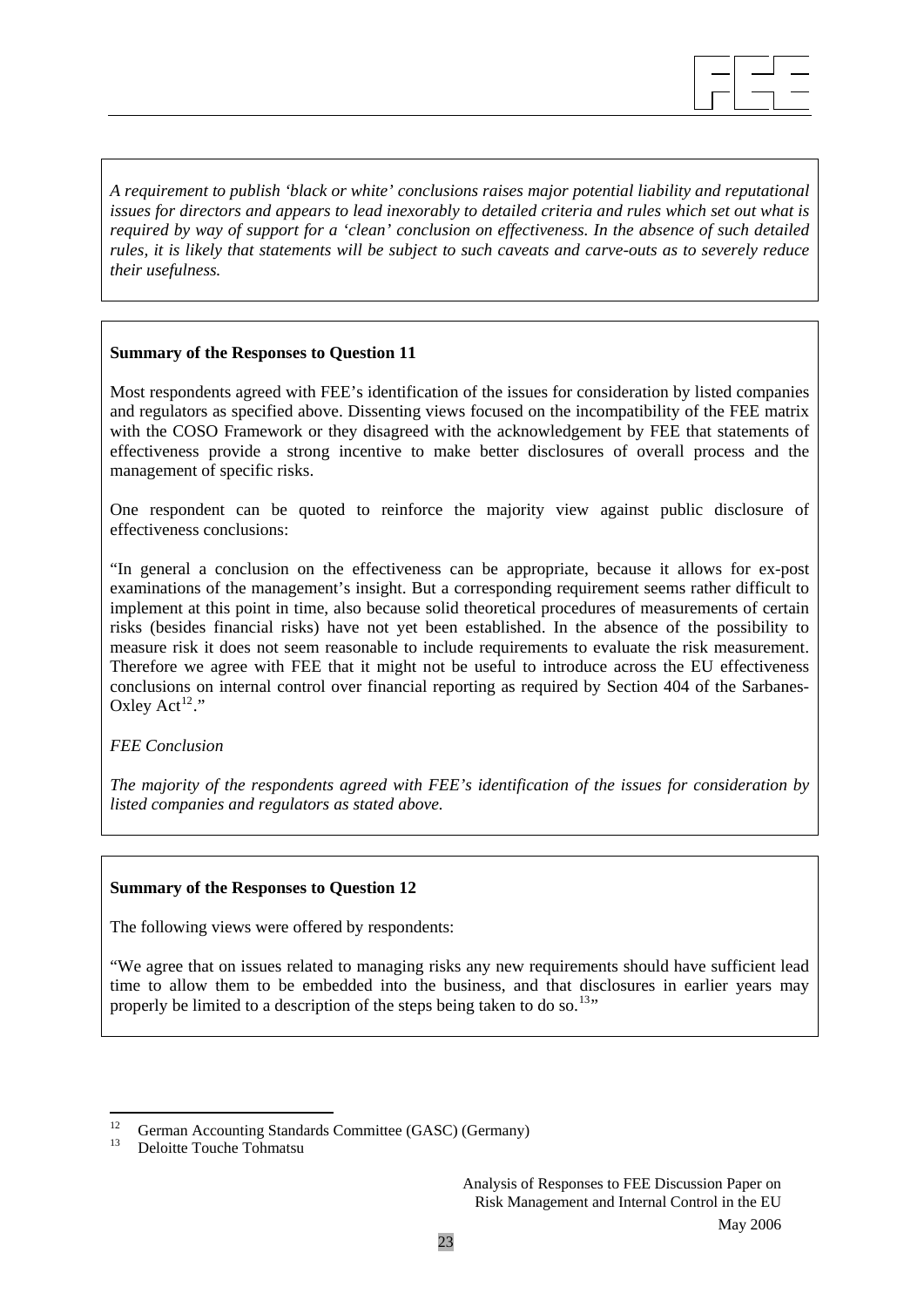*A requirement to publish 'black or white' conclusions raises major potential liability and reputational issues for directors and appears to lead inexorably to detailed criteria and rules which set out what is required by way of support for a 'clean' conclusion on effectiveness. In the absence of such detailed rules, it is likely that statements will be subject to such caveats and carve-outs as to severely reduce their usefulness.*

**Summary of the Responses to Question 11**

Most respondents agreed with FEE's identification of the issues for consideration by listed companies and regulators as specified above. Dissenting views focused on the incompatibility of the FEE matrix with the COSO Framework or they disagreed with the acknowledgement by FEE that statements of effectiveness provide a strong incentive to make better disclosures of overall process and the management of specific risks.

One respondent can be quoted to reinforce the majority view against public disclosure of effectiveness conclusions:

"In general a conclusion on the effectiveness can be appropriate, because it allows for ex-post examinations of the management's insight. But a corresponding requirement seems rather difficult to implement at this point in time, also because solid theoretical procedures of measurements of certain risks (besides financial risks) have not yet been established. In the absence of the possibility to measure risk it does not seem reasonable to include requirements to evaluate the risk measurement. Therefore we agree with FEE that it might not be useful to introduce across the EU effectiveness conclusions on internal control over financial reporting as required by Section 404 of the Sarbanes-Oxley Act[12]."

*FEE Conclusion*

*The majority of the respondents agreed with FEE's identification of the issues for consideration by listed companies and regulators as stated above.*

**Summary of the Responses to Question 12**

The following views were offered by respondents:

"We agree that on issues related to managing risks any new requirements should have sufficient lead time to allow them to be embedded into the business, and that disclosures in earlier years may properly be limited to a description of the steps being taken to do so.[13]"

---

[12] German Accounting Standards Committee (GASC) (Germany)

[13] Deloitte Touche Tohmatsu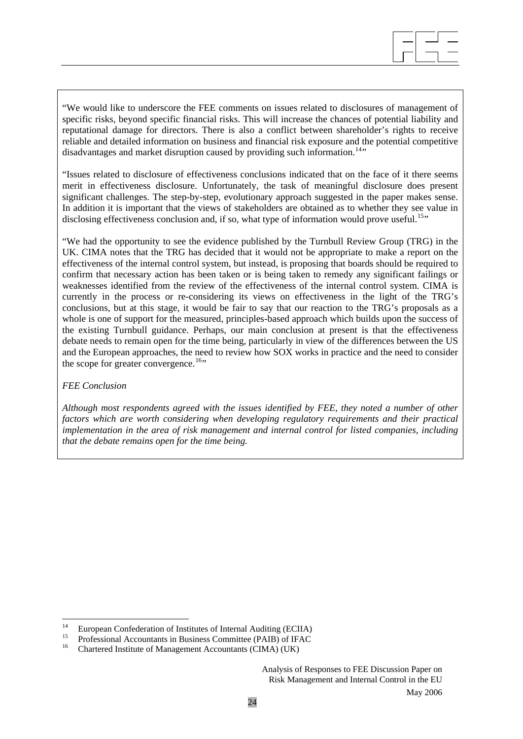"We would like to underscore the FEE comments on issues related to disclosures of management of specific risks, beyond specific financial risks. This will increase the chances of potential liability and reputational damage for directors. There is also a conflict between shareholder's rights to receive reliable and detailed information on business and financial risk exposure and the potential competitive disadvantages and market disruption caused by providing such information.[14]"

"Issues related to disclosure of effectiveness conclusions indicated that on the face of it there seems merit in effectiveness disclosure. Unfortunately, the task of meaningful disclosure does present significant challenges. The step-by-step, evolutionary approach suggested in the paper makes sense. In addition it is important that the views of stakeholders are obtained as to whether they see value in disclosing effectiveness conclusion and, if so, what type of information would prove useful.[15]"

"We had the opportunity to see the evidence published by the Turnbull Review Group (TRG) in the UK. CIMA notes that the TRG has decided that it would not be appropriate to make a report on the effectiveness of the internal control system, but instead, is proposing that boards should be required to confirm that necessary action has been taken or is being taken to remedy any significant failings or weaknesses identified from the review of the effectiveness of the internal control system. CIMA is currently in the process or re-considering its views on effectiveness in the light of the TRG's conclusions, but at this stage, it would be fair to say that our reaction to the TRG's proposals as a whole is one of support for the measured, principles-based approach which builds upon the success of the existing Turnbull guidance. Perhaps, our main conclusion at present is that the effectiveness debate needs to remain open for the time being, particularly in view of the differences between the US and the European approaches, the need to review how SOX works in practice and the need to consider the scope for greater convergence.[16]"

*FEE Conclusion*

*Although most respondents agreed with the issues identified by FEE, they noted a number of other factors which are worth considering when developing regulatory requirements and their practical implementation in the area of risk management and internal control for listed companies, including that the debate remains open for the time being.*

---

[14] European Confederation of Institutes of Internal Auditing (ECIIA)

[15] Professional Accountants in Business Committee (PAIB) of IFAC

[16] Chartered Institute of Management Accountants (CIMA) (UK)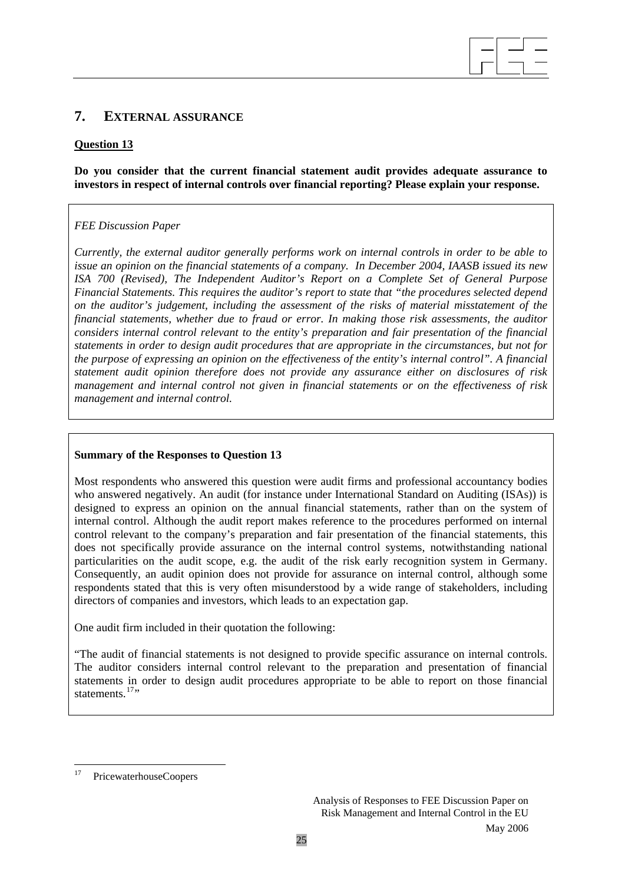## 7. EXTERNAL ASSURANCE

**Question 13**

**Do you consider that the current financial statement audit provides adequate assurance to investors in respect of internal controls over financial reporting? Please explain your response.**

*FEE Discussion Paper*

*Currently, the external auditor generally performs work on internal controls in order to be able to issue an opinion on the financial statements of a company. In December 2004, IAASB issued its new ISA 700 (Revised), The Independent Auditor's Report on a Complete Set of General Purpose Financial Statements. This requires the auditor's report to state that "the procedures selected depend on the auditor's judgement, including the assessment of the risks of material misstatement of the financial statements, whether due to fraud or error. In making those risk assessments, the auditor considers internal control relevant to the entity's preparation and fair presentation of the financial statements in order to design audit procedures that are appropriate in the circumstances, but not for the purpose of expressing an opinion on the effectiveness of the entity's internal control". A financial statement audit opinion therefore does not provide any assurance either on disclosures of risk management and internal control not given in financial statements or on the effectiveness of risk management and internal control.*

**Summary of the Responses to Question 13**

Most respondents who answered this question were audit firms and professional accountancy bodies who answered negatively. An audit (for instance under International Standard on Auditing (ISAs)) is designed to express an opinion on the annual financial statements, rather than on the system of internal control. Although the audit report makes reference to the procedures performed on internal control relevant to the company's preparation and fair presentation of the financial statements, this does not specifically provide assurance on the internal control systems, notwithstanding national particularities on the audit scope, e.g. the audit of the risk early recognition system in Germany. Consequently, an audit opinion does not provide for assurance on internal control, although some respondents stated that this is very often misunderstood by a wide range of stakeholders, including directors of companies and investors, which leads to an expectation gap.

One audit firm included in their quotation the following:

"The audit of financial statements is not designed to provide specific assurance on internal controls. The auditor considers internal control relevant to the preparation and presentation of financial statements in order to design audit procedures appropriate to be able to report on those financial statements.[17]"

[17] PricewaterhouseCoopers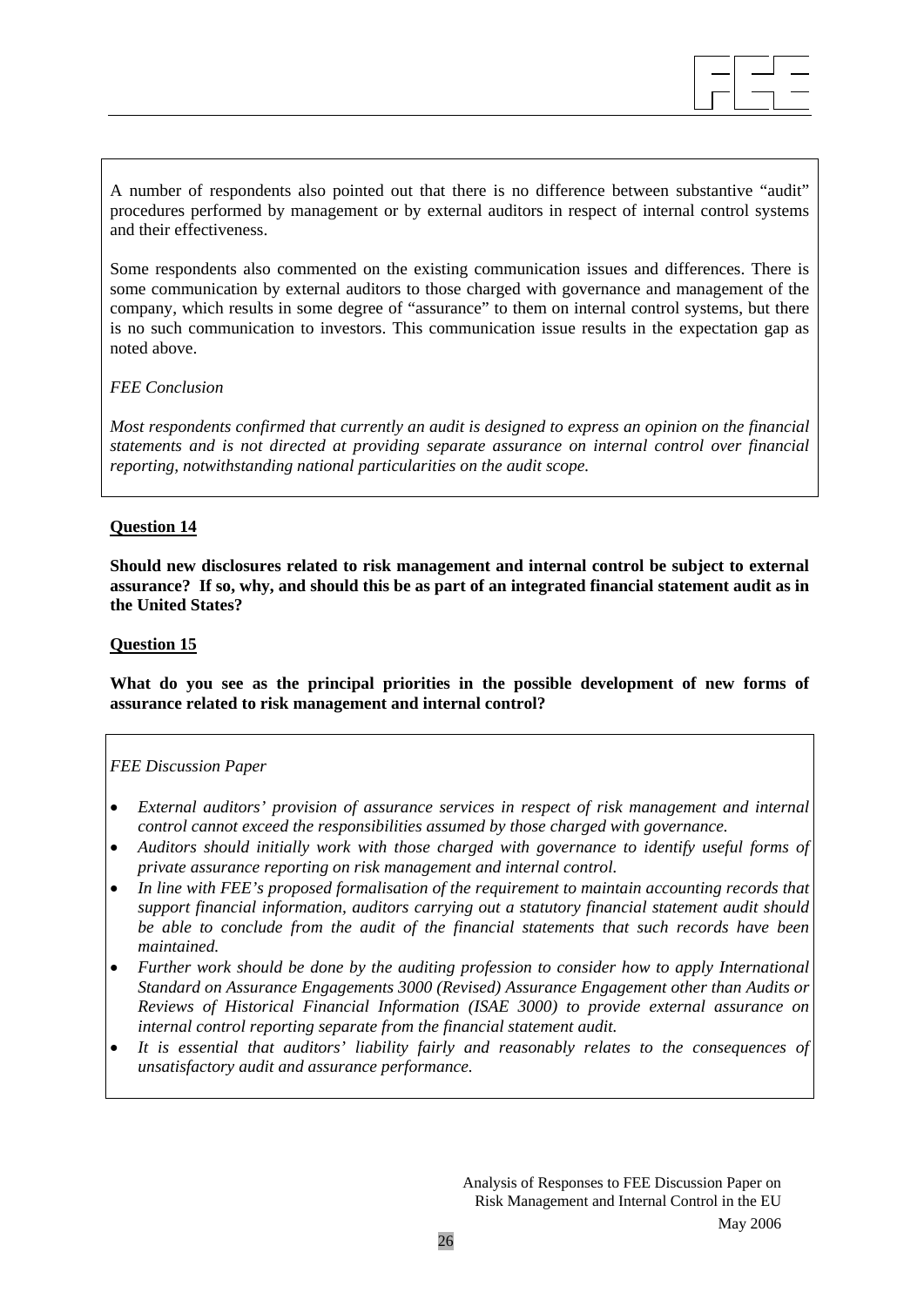A number of respondents also pointed out that there is no difference between substantive "audit" procedures performed by management or by external auditors in respect of internal control systems and their effectiveness.

Some respondents also commented on the existing communication issues and differences. There is some communication by external auditors to those charged with governance and management of the company, which results in some degree of "assurance" to them on internal control systems, but there is no such communication to investors. This communication issue results in the expectation gap as noted above.

*FEE Conclusion*

*Most respondents confirmed that currently an audit is designed to express an opinion on the financial statements and is not directed at providing separate assurance on internal control over financial reporting, notwithstanding national particularities on the audit scope.*

**Question 14**

**Should new disclosures related to risk management and internal control be subject to external assurance? If so, why, and should this be as part of an integrated financial statement audit as in the United States?**

**Question 15**

**What do you see as the principal priorities in the possible development of new forms of assurance related to risk management and internal control?**

*FEE Discussion Paper*

- *External auditors' provision of assurance services in respect of risk management and internal control cannot exceed the responsibilities assumed by those charged with governance.*
- *Auditors should initially work with those charged with governance to identify useful forms of private assurance reporting on risk management and internal control.*
- *In line with FEE's proposed formalisation of the requirement to maintain accounting records that support financial information, auditors carrying out a statutory financial statement audit should be able to conclude from the audit of the financial statements that such records have been maintained.*
- *Further work should be done by the auditing profession to consider how to apply International Standard on Assurance Engagements 3000 (Revised) Assurance Engagement other than Audits or Reviews of Historical Financial Information (ISAE 3000) to provide external assurance on internal control reporting separate from the financial statement audit.*
- *It is essential that auditors' liability fairly and reasonably relates to the consequences of unsatisfactory audit and assurance performance.*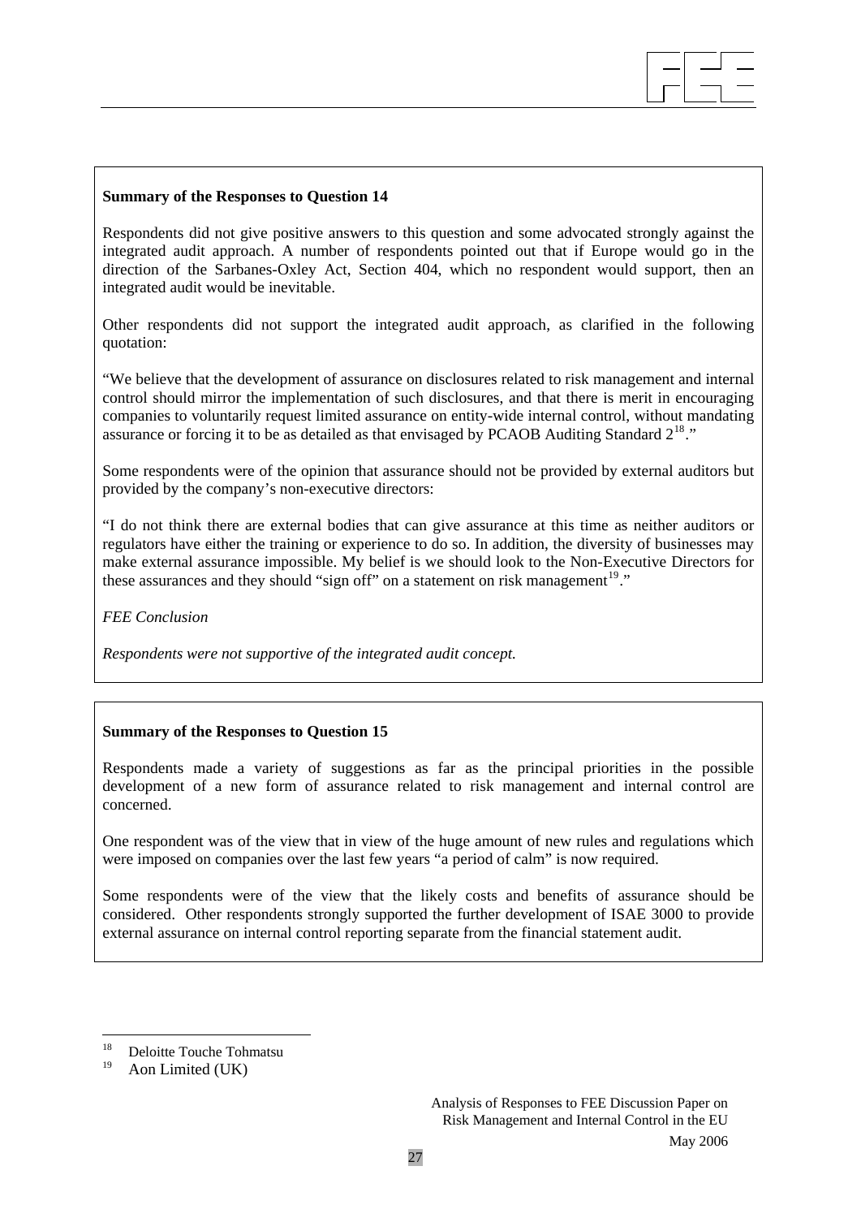**Summary of the Responses to Question 14**

Respondents did not give positive answers to this question and some advocated strongly against the integrated audit approach. A number of respondents pointed out that if Europe would go in the direction of the Sarbanes-Oxley Act, Section 404, which no respondent would support, then an integrated audit would be inevitable.

Other respondents did not support the integrated audit approach, as clarified in the following quotation:

"We believe that the development of assurance on disclosures related to risk management and internal control should mirror the implementation of such disclosures, and that there is merit in encouraging companies to voluntarily request limited assurance on entity-wide internal control, without mandating assurance or forcing it to be as detailed as that envisaged by PCAOB Auditing Standard 2[18]."

Some respondents were of the opinion that assurance should not be provided by external auditors but provided by the company's non-executive directors:

"I do not think there are external bodies that can give assurance at this time as neither auditors or regulators have either the training or experience to do so. In addition, the diversity of businesses may make external assurance impossible. My belief is we should look to the Non-Executive Directors for these assurances and they should "sign off" on a statement on risk management[19]."

*FEE Conclusion*

*Respondents were not supportive of the integrated audit concept.*

**Summary of the Responses to Question 15**

Respondents made a variety of suggestions as far as the principal priorities in the possible development of a new form of assurance related to risk management and internal control are concerned.

One respondent was of the view that in view of the huge amount of new rules and regulations which were imposed on companies over the last few years "a period of calm" is now required.

Some respondents were of the view that the likely costs and benefits of assurance should be considered. Other respondents strongly supported the further development of ISAE 3000 to provide external assurance on internal control reporting separate from the financial statement audit.

---

[18] Deloitte Touche Tohmatsu

[19] Aon Limited (UK)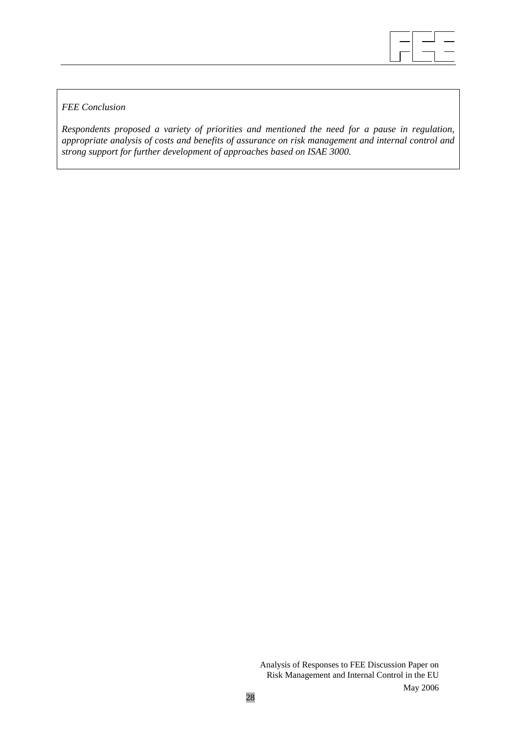*FEE Conclusion*

*Respondents proposed a variety of priorities and mentioned the need for a pause in regulation, appropriate analysis of costs and benefits of assurance on risk management and internal control and strong support for further development of approaches based on ISAE 3000.*